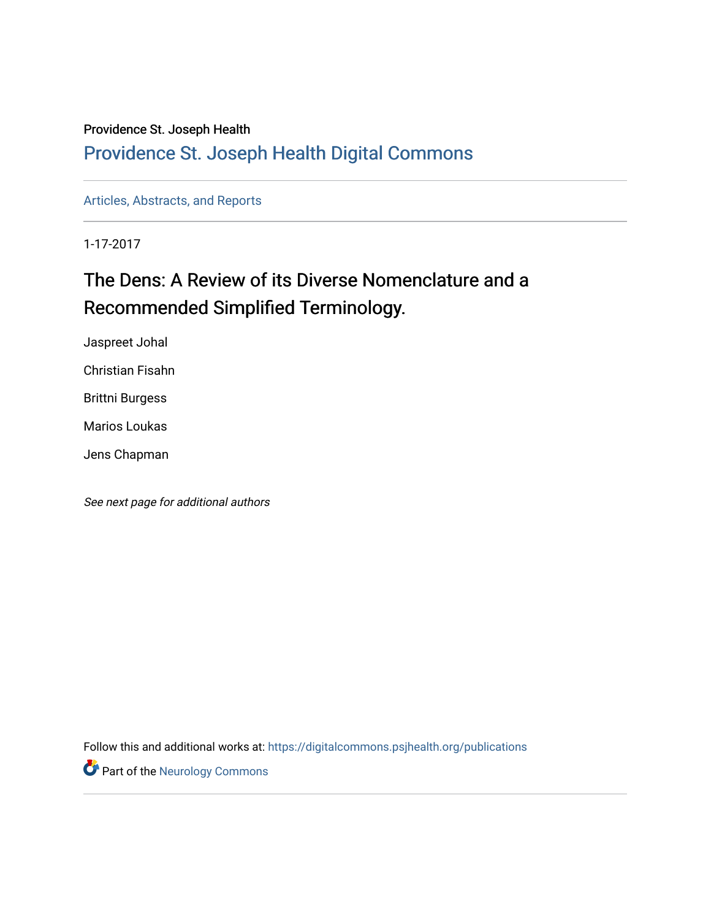Providence St. Joseph Health

## Providence St. Joseph Health Digital Commons

Articles, Abstracts, and Reports

1-17-2017

# The Dens: A Review of its Diverse Nomenclature and a Recommended Simplified Terminology.

Jaspreet Johal

Christian Fisahn

Brittni Burgess

Marios Loukas

Jens Chapman

*See next page for additional authors*

Follow this and additional works at: https://digitalcommons.psjhealth.org/publications

Part of the Neurology Commons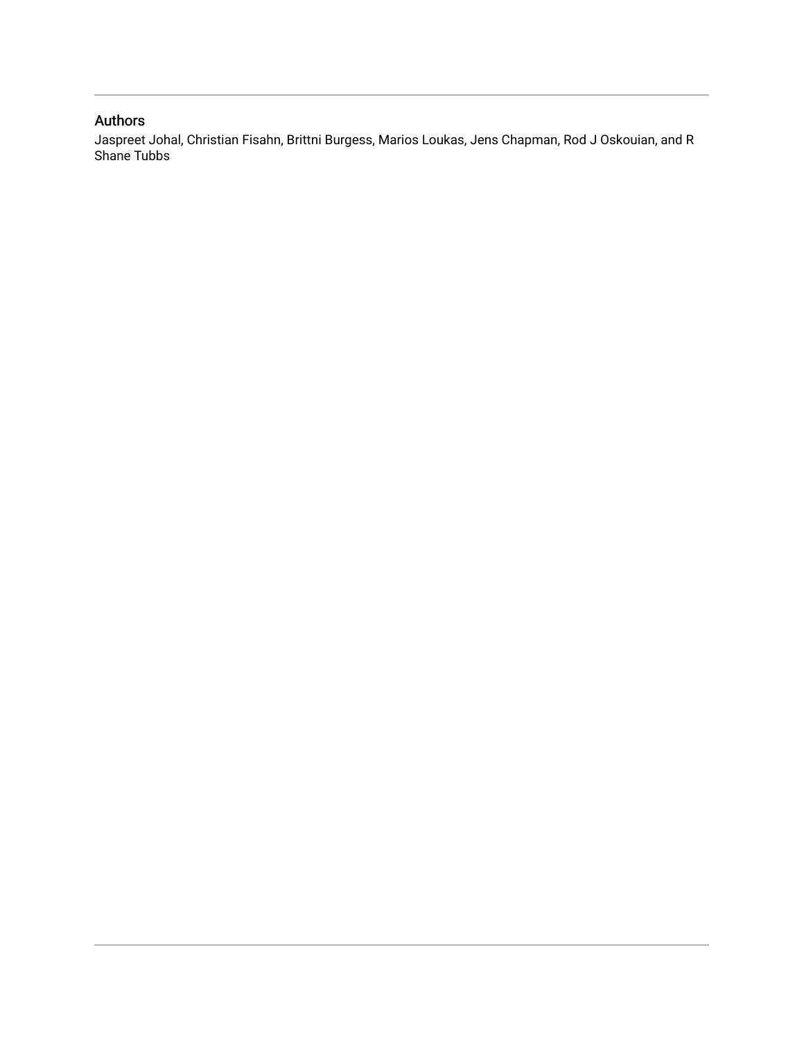## Authors

Jaspreet Johal, Christian Fisahn, Brittni Burgess, Marios Loukas, Jens Chapman, Rod J Oskouian, and R Shane Tubbs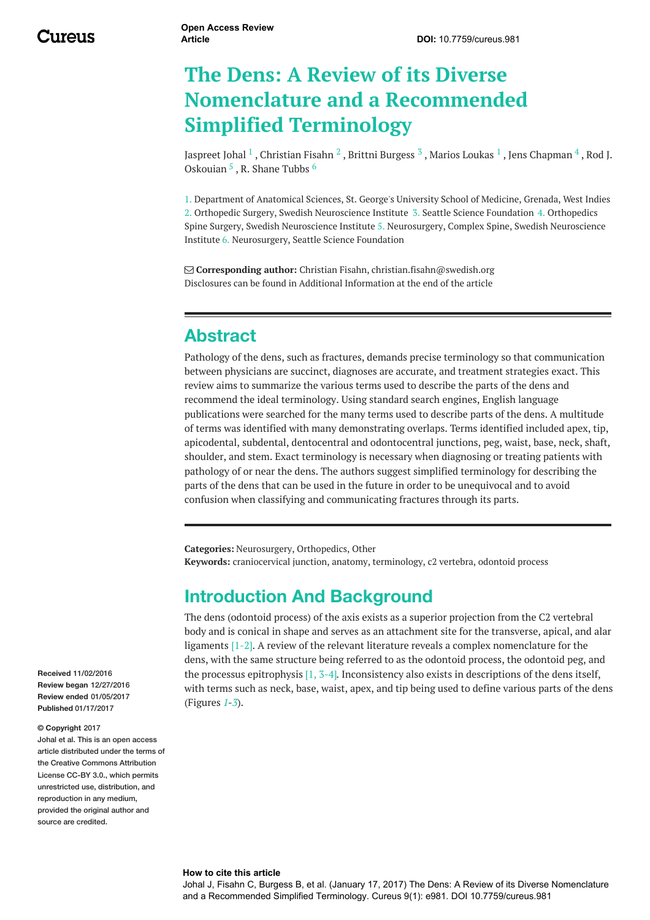# The Dens: A Review of its Diverse Nomenclature and a Recommended Simplified Terminology

Jaspreet Johal [1] , Christian Fisahn [2] , Brittni Burgess [3] , Marios Loukas [1] , Jens Chapman [4] , Rod J. Oskouian [5] , R. Shane Tubbs [6]

1. Department of Anatomical Sciences, St. George's University School of Medicine, Grenada, West Indies 2. Orthopedic Surgery, Swedish Neuroscience Institute 3. Seattle Science Foundation 4. Orthopedics Spine Surgery, Swedish Neuroscience Institute 5. Neurosurgery, Complex Spine, Swedish Neuroscience Institute 6. Neurosurgery, Seattle Science Foundation

**Corresponding author:** Christian Fisahn, christian.fisahn@swedish.org
Disclosures can be found in Additional Information at the end of the article

## Abstract

Pathology of the dens, such as fractures, demands precise terminology so that communication between physicians are succinct, diagnoses are accurate, and treatment strategies exact. This review aims to summarize the various terms used to describe the parts of the dens and recommend the ideal terminology. Using standard search engines, English language publications were searched for the many terms used to describe parts of the dens. A multitude of terms was identified with many demonstrating overlaps. Terms identified included apex, tip, apicodental, subdental, dentocentral and odontocentral junctions, peg, waist, base, neck, shaft, shoulder, and stem. Exact terminology is necessary when diagnosing or treating patients with pathology of or near the dens. The authors suggest simplified terminology for describing the parts of the dens that can be used in the future in order to be unequivocal and to avoid confusion when classifying and communicating fractures through its parts.

**Categories:** Neurosurgery, Orthopedics, Other
**Keywords:** craniocervical junction, anatomy, terminology, c2 vertebra, odontoid process

## Introduction And Background

The dens (odontoid process) of the axis exists as a superior projection from the C2 vertebral body and is conical in shape and serves as an attachment site for the transverse, apical, and alar ligaments [1-2]. A review of the relevant literature reveals a complex nomenclature for the dens, with the same structure being referred to as the odontoid process, the odontoid peg, and the processus epitrophysis [1, 3-4]. Inconsistency also exists in descriptions of the dens itself, with terms such as neck, base, waist, apex, and tip being used to define various parts of the dens (Figures *1*-*3*).

**Received** 11/02/2016
**Review began** 12/27/2016
**Review ended** 01/05/2017
**Published** 01/17/2017

**© Copyright** 2017
Johal et al. This is an open access article distributed under the terms of the Creative Commons Attribution License CC-BY 3.0., which permits unrestricted use, distribution, and reproduction in any medium, provided the original author and source are credited.

**How to cite this article**
Johal J, Fisahn C, Burgess B, et al. (January 17, 2017) The Dens: A Review of its Diverse Nomenclature and a Recommended Simplified Terminology. Cureus 9(1): e981. DOI 10.7759/cureus.981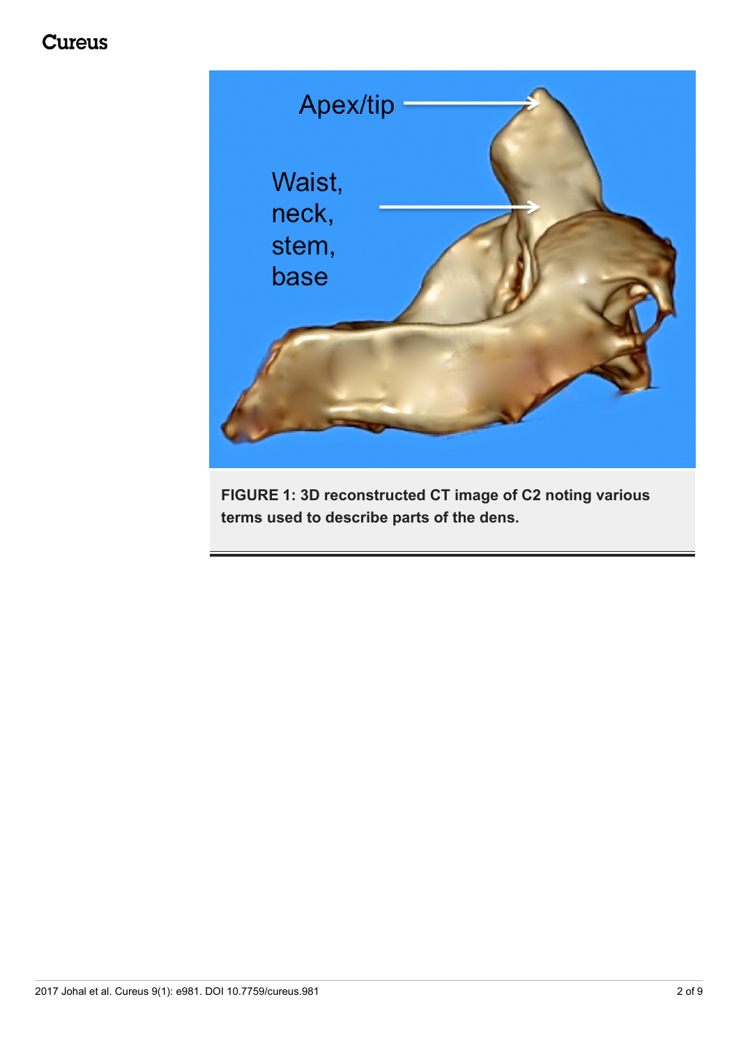**FIGURE 1: 3D reconstructed CT image of C2 noting various terms used to describe parts of the dens.**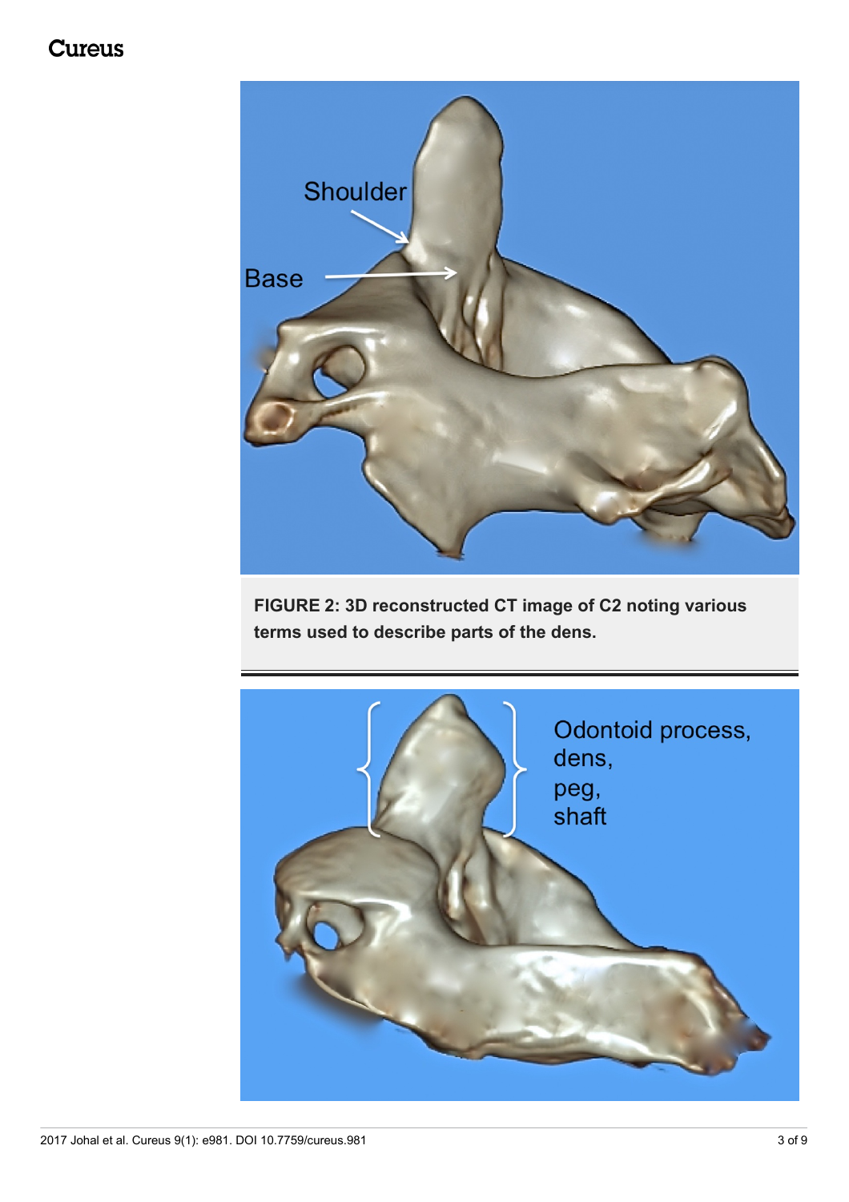**FIGURE 2: 3D reconstructed CT image of C2 noting various terms used to describe parts of the dens.**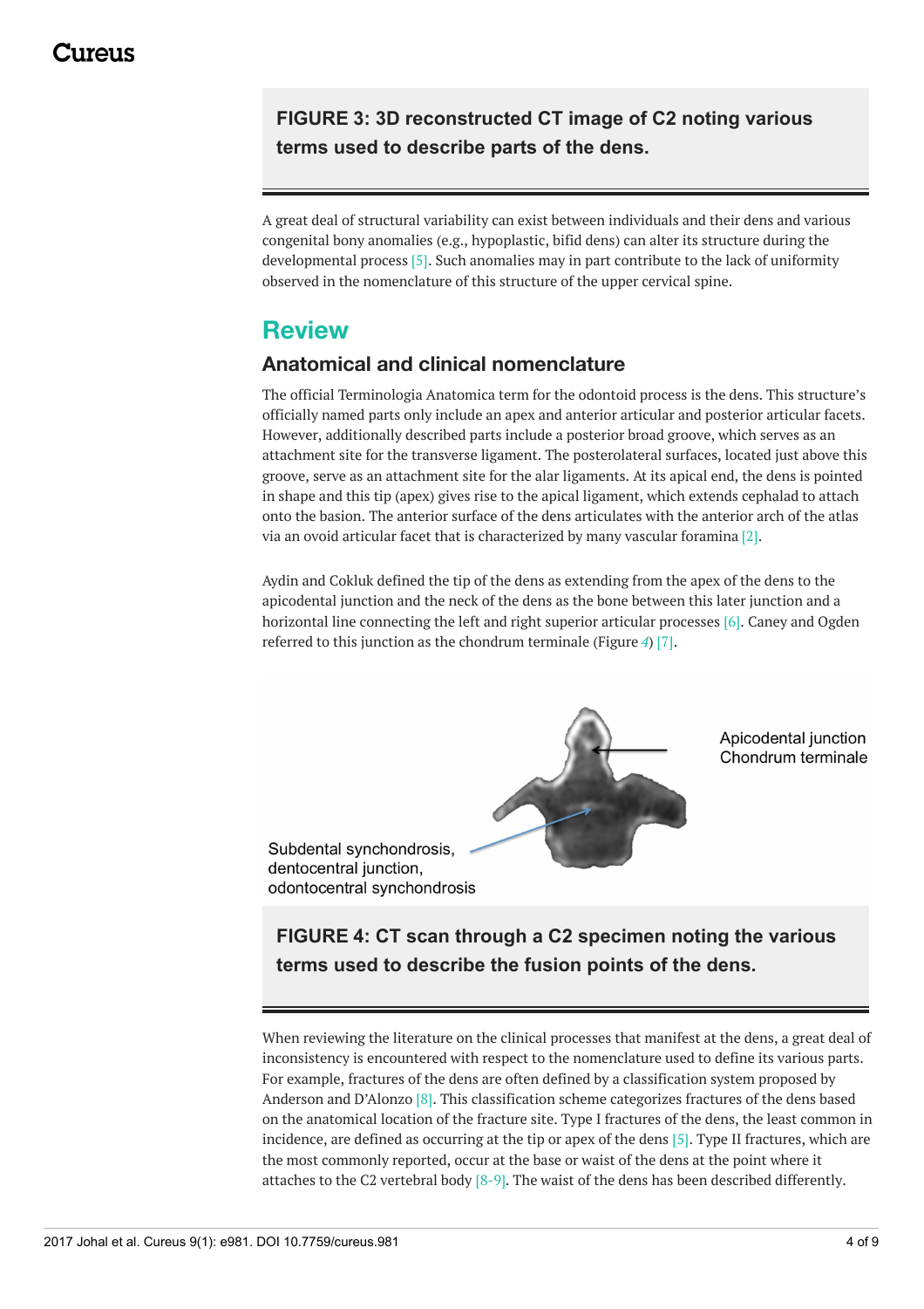**FIGURE 3: 3D reconstructed CT image of C2 noting various terms used to describe parts of the dens.**

A great deal of structural variability can exist between individuals and their dens and various congenital bony anomalies (e.g., hypoplastic, bifid dens) can alter its structure during the developmental process [5]. Such anomalies may in part contribute to the lack of uniformity observed in the nomenclature of this structure of the upper cervical spine.

## Review

### Anatomical and clinical nomenclature

The official Terminologia Anatomica term for the odontoid process is the dens. This structure's officially named parts only include an apex and anterior articular and posterior articular facets. However, additionally described parts include a posterior broad groove, which serves as an attachment site for the transverse ligament. The posterolateral surfaces, located just above this groove, serve as an attachment site for the alar ligaments. At its apical end, the dens is pointed in shape and this tip (apex) gives rise to the apical ligament, which extends cephalad to attach onto the basion. The anterior surface of the dens articulates with the anterior arch of the atlas via an ovoid articular facet that is characterized by many vascular foramina [2].

Aydin and Cokluk defined the tip of the dens as extending from the apex of the dens to the apicodental junction and the neck of the dens as the bone between this later junction and a horizontal line connecting the left and right superior articular processes [6]. Caney and Ogden referred to this junction as the chondrum terminale (Figure *4*) [7].

Apicodental junction
Chondrum terminale

Subdental synchondrosis,
dentocentral junction,
odontocentral synchondrosis

**FIGURE 4: CT scan through a C2 specimen noting the various terms used to describe the fusion points of the dens.**

When reviewing the literature on the clinical processes that manifest at the dens, a great deal of inconsistency is encountered with respect to the nomenclature used to define its various parts. For example, fractures of the dens are often defined by a classification system proposed by Anderson and D'Alonzo [8]. This classification scheme categorizes fractures of the dens based on the anatomical location of the fracture site. Type I fractures of the dens, the least common in incidence, are defined as occurring at the tip or apex of the dens [5]. Type II fractures, which are the most commonly reported, occur at the base or waist of the dens at the point where it attaches to the C2 vertebral body [8-9]. The waist of the dens has been described differently.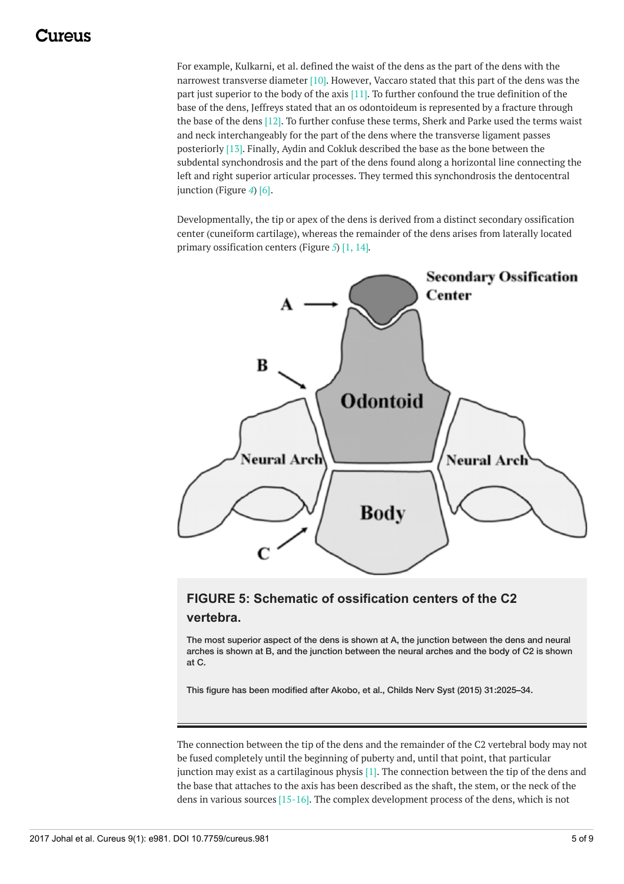For example, Kulkarni, et al. defined the waist of the dens as the part of the dens with the narrowest transverse diameter [10]. However, Vaccaro stated that this part of the dens was the part just superior to the body of the axis [11]. To further confound the true definition of the base of the dens, Jeffreys stated that an os odontoideum is represented by a fracture through the base of the dens [12]. To further confuse these terms, Sherk and Parke used the terms waist and neck interchangeably for the part of the dens where the transverse ligament passes posteriorly [13]. Finally, Aydin and Cokluk described the base as the bone between the subdental synchondrosis and the part of the dens found along a horizontal line connecting the left and right superior articular processes. They termed this synchondrosis the dentocentral junction (Figure *4*) [6].

Developmentally, the tip or apex of the dens is derived from a distinct secondary ossification center (cuneiform cartilage), whereas the remainder of the dens arises from laterally located primary ossification centers (Figure *5*) [1, 14].

**FIGURE 5: Schematic of ossification centers of the C2 vertebra.**

The most superior aspect of the dens is shown at A, the junction between the dens and neural arches is shown at B, and the junction between the neural arches and the body of C2 is shown at C.

This figure has been modified after Akobo, et al., Childs Nerv Syst (2015) 31:2025–34.

The connection between the tip of the dens and the remainder of the C2 vertebral body may not be fused completely until the beginning of puberty and, until that point, that particular junction may exist as a cartilaginous physis [1]. The connection between the tip of the dens and the base that attaches to the axis has been described as the shaft, the stem, or the neck of the dens in various sources [15-16]. The complex development process of the dens, which is not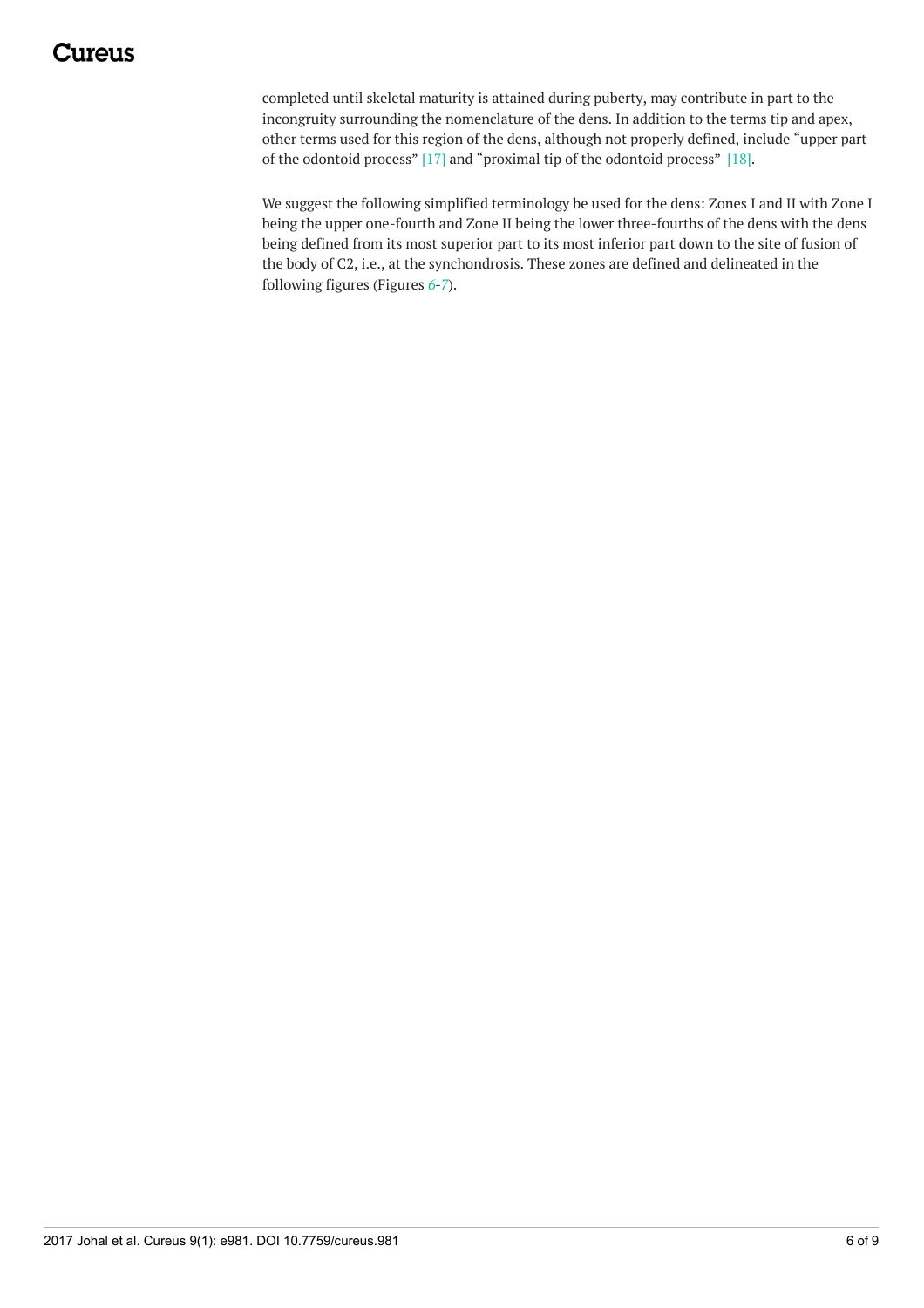completed until skeletal maturity is attained during puberty, may contribute in part to the incongruity surrounding the nomenclature of the dens. In addition to the terms tip and apex, other terms used for this region of the dens, although not properly defined, include “upper part of the odontoid process” [17] and “proximal tip of the odontoid process” [18].

We suggest the following simplified terminology be used for the dens: Zones I and II with Zone I being the upper one-fourth and Zone II being the lower three-fourths of the dens with the dens being defined from its most superior part to its most inferior part down to the site of fusion of the body of C2, i.e., at the synchondrosis. These zones are defined and delineated in the following figures (Figures *6*-*7*).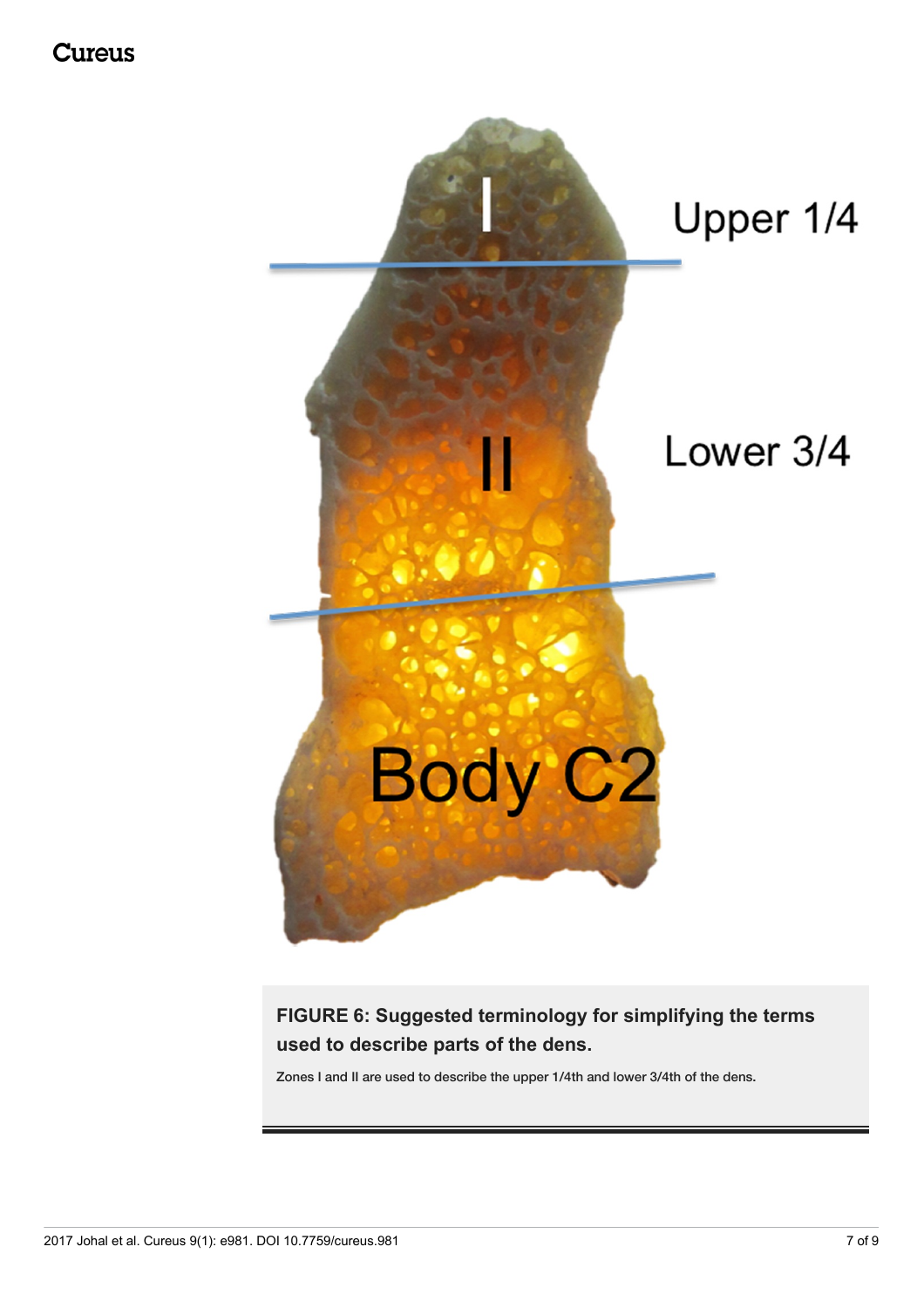**FIGURE 6: Suggested terminology for simplifying the terms used to describe parts of the dens.**

Zones I and II are used to describe the upper 1/4th and lower 3/4th of the dens.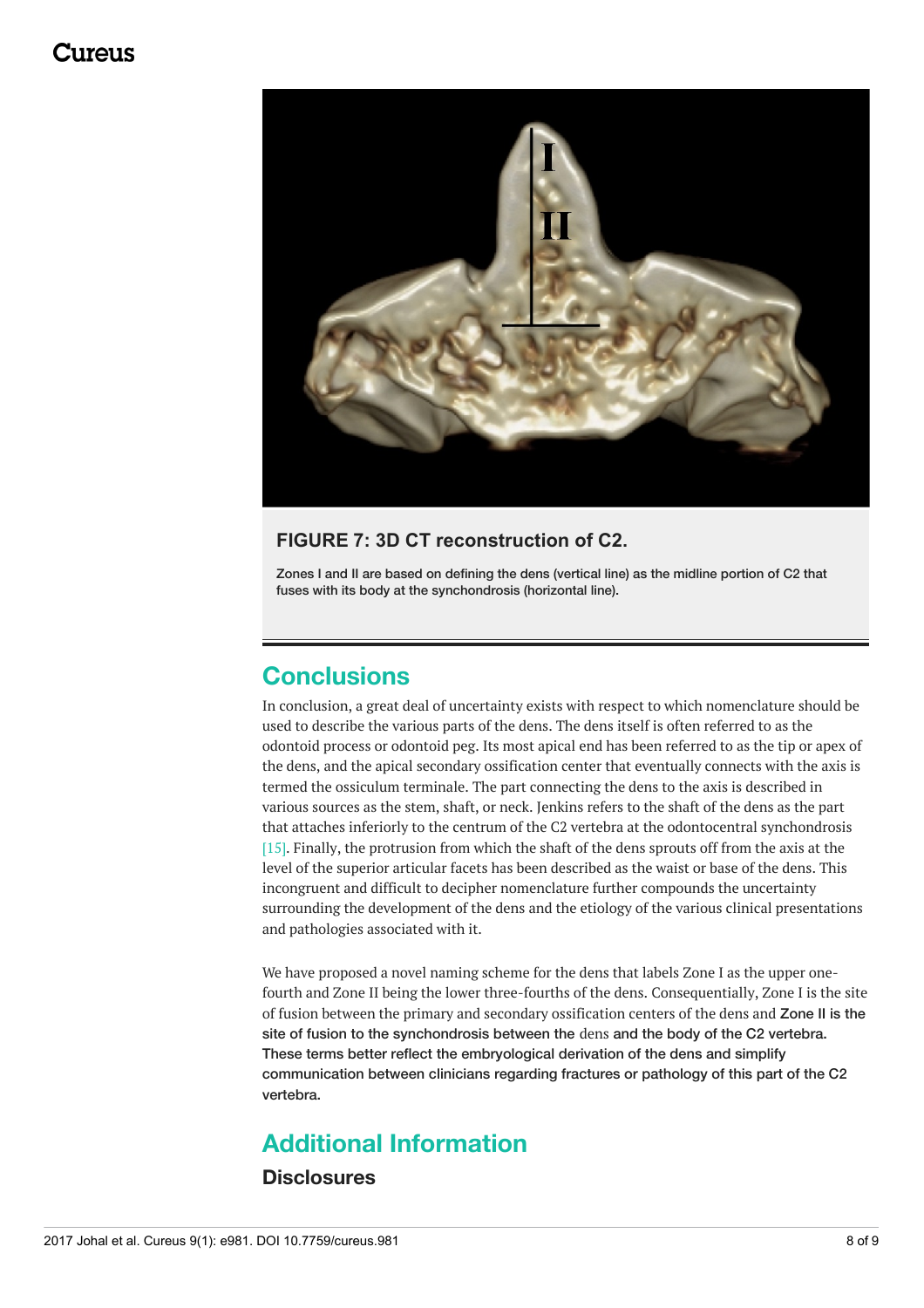**FIGURE 7: 3D CT reconstruction of C2.**

Zones I and II are based on defining the dens (vertical line) as the midline portion of C2 that fuses with its body at the synchondrosis (horizontal line).

## Conclusions

In conclusion, a great deal of uncertainty exists with respect to which nomenclature should be used to describe the various parts of the dens. The dens itself is often referred to as the odontoid process or odontoid peg. Its most apical end has been referred to as the tip or apex of the dens, and the apical secondary ossification center that eventually connects with the axis is termed the ossiculum terminale. The part connecting the dens to the axis is described in various sources as the stem, shaft, or neck. Jenkins refers to the shaft of the dens as the part that attaches inferiorly to the centrum of the C2 vertebra at the odontocentral synchondrosis [15]. Finally, the protrusion from which the shaft of the dens sprouts off from the axis at the level of the superior articular facets has been described as the waist or base of the dens. This incongruent and difficult to decipher nomenclature further compounds the uncertainty surrounding the development of the dens and the etiology of the various clinical presentations and pathologies associated with it.

We have proposed a novel naming scheme for the dens that labels Zone I as the upper one-fourth and Zone II being the lower three-fourths of the dens. Consequentially, Zone I is the site of fusion between the primary and secondary ossification centers of the dens and Zone II is the site of fusion to the synchondrosis between the dens and the body of the C2 vertebra. These terms better reflect the embryological derivation of the dens and simplify communication between clinicians regarding fractures or pathology of this part of the C2 vertebra.

## Additional Information

### Disclosures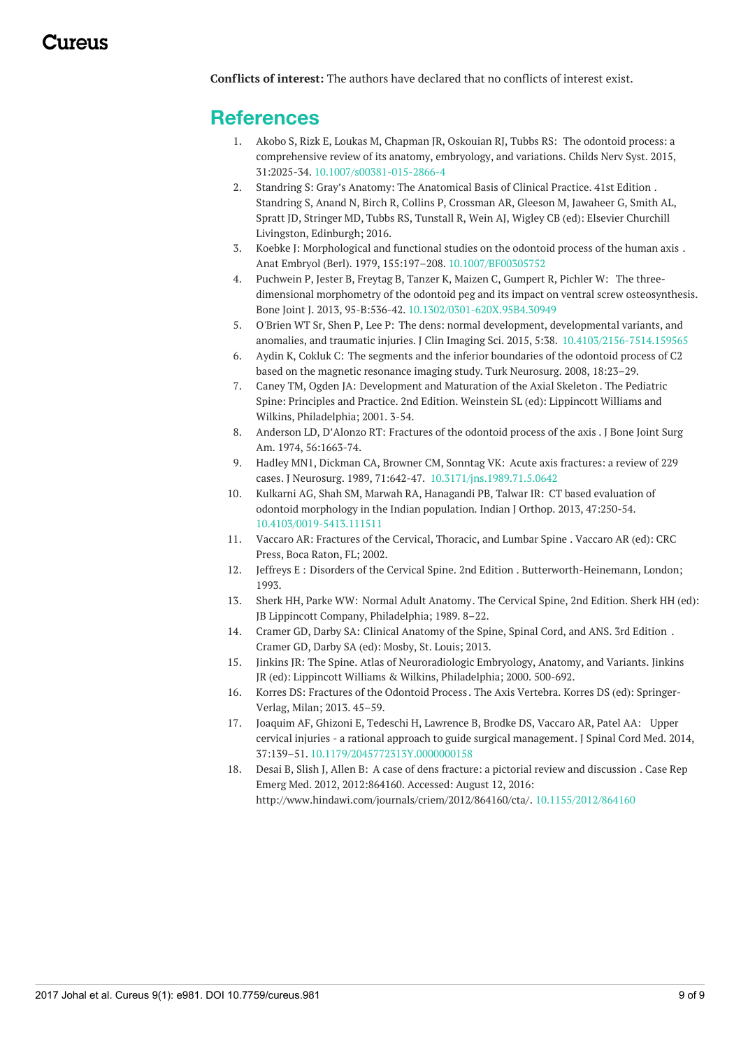**Conflicts of interest:** The authors have declared that no conflicts of interest exist.

## References

1. Akobo S, Rizk E, Loukas M, Chapman JR, Oskouian RJ, Tubbs RS: The odontoid process: a comprehensive review of its anatomy, embryology, and variations. Childs Nerv Syst. 2015, 31:2025-34. 10.1007/s00381-015-2866-4
2. Standring S: Gray's Anatomy: The Anatomical Basis of Clinical Practice. 41st Edition . Standring S, Anand N, Birch R, Collins P, Crossman AR, Gleeson M, Jawaheer G, Smith AL, Spratt JD, Stringer MD, Tubbs RS, Tunstall R, Wein AJ, Wigley CB (ed): Elsevier Churchill Livingston, Edinburgh; 2016.
3. Koebke J: Morphological and functional studies on the odontoid process of the human axis . Anat Embryol (Berl). 1979, 155:197–208. 10.1007/BF00305752
4. Puchwein P, Jester B, Freytag B, Tanzer K, Maizen C, Gumpert R, Pichler W: The three-dimensional morphometry of the odontoid peg and its impact on ventral screw osteosynthesis. Bone Joint J. 2013, 95-B:536-42. 10.1302/0301-620X.95B4.30949
5. O'Brien WT Sr, Shen P, Lee P: The dens: normal development, developmental variants, and anomalies, and traumatic injuries. J Clin Imaging Sci. 2015, 5:38. 10.4103/2156-7514.159565
6. Aydin K, Cokluk C: The segments and the inferior boundaries of the odontoid process of C2 based on the magnetic resonance imaging study. Turk Neurosurg. 2008, 18:23–29.
7. Caney TM, Ogden JA: Development and Maturation of the Axial Skeleton . The Pediatric Spine: Principles and Practice. 2nd Edition. Weinstein SL (ed): Lippincott Williams and Wilkins, Philadelphia; 2001. 3-54.
8. Anderson LD, D'Alonzo RT: Fractures of the odontoid process of the axis . J Bone Joint Surg Am. 1974, 56:1663-74.
9. Hadley MN1, Dickman CA, Browner CM, Sonntag VK: Acute axis fractures: a review of 229 cases. J Neurosurg. 1989, 71:642-47. 10.3171/jns.1989.71.5.0642
10. Kulkarni AG, Shah SM, Marwah RA, Hanagandi PB, Talwar IR: CT based evaluation of odontoid morphology in the Indian population. Indian J Orthop. 2013, 47:250-54. 10.4103/0019-5413.111511
11. Vaccaro AR: Fractures of the Cervical, Thoracic, and Lumbar Spine . Vaccaro AR (ed): CRC Press, Boca Raton, FL; 2002.
12. Jeffreys E : Disorders of the Cervical Spine. 2nd Edition . Butterworth-Heinemann, London; 1993.
13. Sherk HH, Parke WW: Normal Adult Anatomy. The Cervical Spine, 2nd Edition. Sherk HH (ed): JB Lippincott Company, Philadelphia; 1989. 8–22.
14. Cramer GD, Darby SA: Clinical Anatomy of the Spine, Spinal Cord, and ANS. 3rd Edition . Cramer GD, Darby SA (ed): Mosby, St. Louis; 2013.
15. Jinkins JR: The Spine. Atlas of Neuroradiologic Embryology, Anatomy, and Variants. Jinkins JR (ed): Lippincott Williams & Wilkins, Philadelphia; 2000. 500-692.
16. Korres DS: Fractures of the Odontoid Process . The Axis Vertebra. Korres DS (ed): Springer-Verlag, Milan; 2013. 45–59.
17. Joaquim AF, Ghizoni E, Tedeschi H, Lawrence B, Brodke DS, Vaccaro AR, Patel AA: Upper cervical injuries - a rational approach to guide surgical management. J Spinal Cord Med. 2014, 37:139–51. 10.1179/2045772313Y.0000000158
18. Desai B, Slish J, Allen B: A case of dens fracture: a pictorial review and discussion . Case Rep Emerg Med. 2012, 2012:864160. Accessed: August 12, 2016: http://www.hindawi.com/journals/criem/2012/864160/cta/. 10.1155/2012/864160